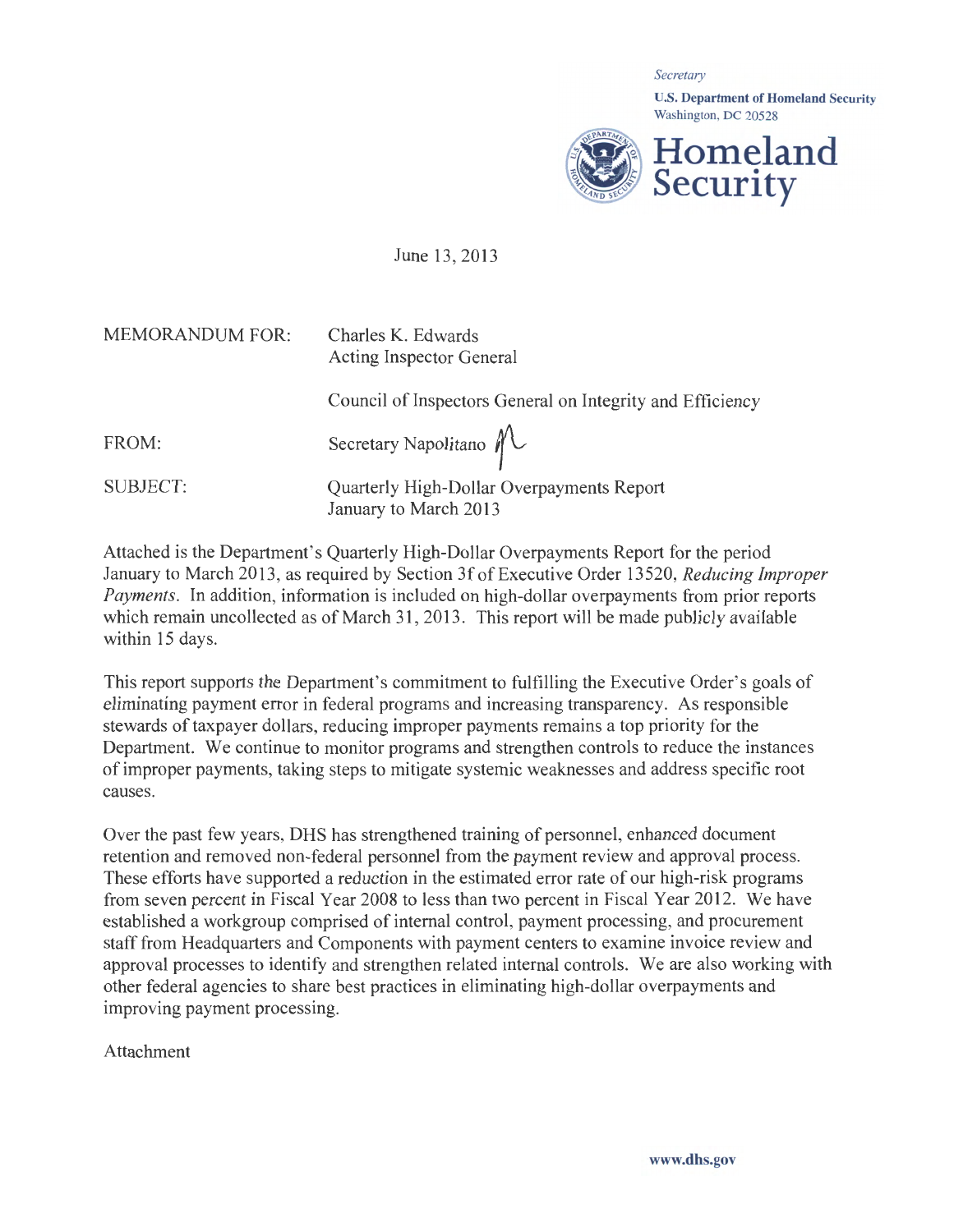*Secretary*

**U.S. Department of Homeland Security**
Washington, DC 20528

**Homeland Security**

June 13, 2013

| | |
|---|---|
| MEMORANDUM FOR: | Charles K. Edwards<br>Acting Inspector General<br><br>Council of Inspectors General on Integrity and Efficiency |
| FROM: | Secretary Napolitano |
| SUBJECT: | Quarterly High-Dollar Overpayments Report<br>January to March 2013 |

Attached is the Department's Quarterly High-Dollar Overpayments Report for the period January to March 2013, as required by Section 3f of Executive Order 13520, *Reducing Improper Payments*. In addition, information is included on high-dollar overpayments from prior reports which remain uncollected as of March 31, 2013. This report will be made publicly available within 15 days.

This report supports the Department's commitment to fulfilling the Executive Order's goals of eliminating payment error in federal programs and increasing transparency. As responsible stewards of taxpayer dollars, reducing improper payments remains a top priority for the Department. We continue to monitor programs and strengthen controls to reduce the instances of improper payments, taking steps to mitigate systemic weaknesses and address specific root causes.

Over the past few years, DHS has strengthened training of personnel, enhanced document retention and removed non-federal personnel from the payment review and approval process. These efforts have supported a reduction in the estimated error rate of our high-risk programs from seven percent in Fiscal Year 2008 to less than two percent in Fiscal Year 2012. We have established a workgroup comprised of internal control, payment processing, and procurement staff from Headquarters and Components with payment centers to examine invoice review and approval processes to identify and strengthen related internal controls. We are also working with other federal agencies to share best practices in eliminating high-dollar overpayments and improving payment processing.

Attachment

www.dhs.gov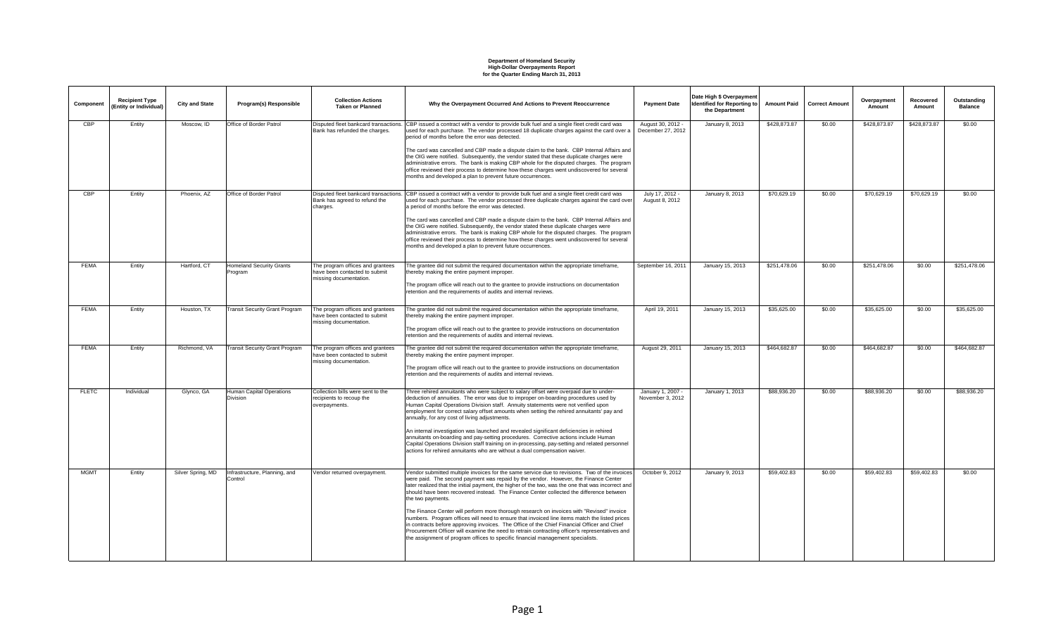**Department of Homeland Security**
**High-Dollar Overpayments Report**
**for the Quarter Ending March 31, 2013**

| Component | Recipient Type (Entity or Individual) | City and State | Program(s) Responsible | Collection Actions Taken or Planned | Why the Overpayment Occurred And Actions to Prevent Reoccurrence | Payment Date | Date High $ Overpayment Identified for Reporting to the Department | Amount Paid | Correct Amount | Overpayment Amount | Recovered Amount | Outstanding Balance |
|---|---|---|---|---|---|---|---|---|---|---|---|---|
| CBP | Entity | Moscow, ID | Office of Border Patrol | Disputed fleet bankcard transactions. Bank has refunded the charges. | CBP issued a contract with a vendor to provide bulk fuel and a single fleet credit card was used for each purchase. The vendor processed 18 duplicate charges against the card over a period of months before the error was detected.<br><br>The card was cancelled and CBP made a dispute claim to the bank. CBP Internal Affairs and the OIG were notified. Subsequently, the vendor stated that these duplicate charges were administrative errors. The bank is making CBP whole for the disputed charges. The program office reviewed their process to determine how these charges went undiscovered for several months and developed a plan to prevent future occurrences. | August 30, 2012 - December 27, 2012 | January 8, 2013 | $428,873.87 | $0.00 | $428,873.87 | $428,873.87 | $0.00 |
| CBP | Entity | Phoenix, AZ | Office of Border Patrol | Disputed fleet bankcard transactions. Bank has agreed to refund the charges. | CBP issued a contract with a vendor to provide bulk fuel and a single fleet credit card was used for each purchase. The vendor processed three duplicate charges against the card over a period of months before the error was detected.<br><br>The card was cancelled and CBP made a dispute claim to the bank. CBP Internal Affairs and the OIG were notified. Subsequently, the vendor stated these duplicate charges were administrative errors. The bank is making CBP whole for the disputed charges. The program office reviewed their process to determine how these charges went undiscovered for several months and developed a plan to prevent future occurrences. | July 17, 2012 - August 8, 2012 | January 8, 2013 | $70,629.19 | $0.00 | $70,629.19 | $70,629.19 | $0.00 |
| FEMA | Entity | Hartford, CT | Homeland Security Grants Program | The program offices and grantees have been contacted to submit missing documentation. | The grantee did not submit the required documentation within the appropriate timeframe, thereby making the entire payment improper.<br><br>The program office will reach out to the grantee to provide instructions on documentation retention and the requirements of audits and internal reviews. | September 16, 2011 | January 15, 2013 | $251,478.06 | $0.00 | $251,478.06 | $0.00 | $251,478.06 |
| FEMA | Entity | Houston, TX | Transit Security Grant Program | The program offices and grantees have been contacted to submit missing documentation. | The grantee did not submit the required documentation within the appropriate timeframe, thereby making the entire payment improper.<br><br>The program office will reach out to the grantee to provide instructions on documentation retention and the requirements of audits and internal reviews. | April 19, 2011 | January 15, 2013 | $35,625.00 | $0.00 | $35,625.00 | $0.00 | $35,625.00 |
| FEMA | Entity | Richmond, VA | Transit Security Grant Program | The program offices and grantees have been contacted to submit missing documentation. | The grantee did not submit the required documentation within the appropriate timeframe, thereby making the entire payment improper.<br><br>The program office will reach out to the grantee to provide instructions on documentation retention and the requirements of audits and internal reviews. | August 29, 2011 | January 15, 2013 | $464,682.87 | $0.00 | $464,682.87 | $0.00 | $464,682.87 |
| FLETC | Individual | Glynco, GA | Human Capital Operations Division | Collection bills were sent to the recipients to recoup the overpayments. | Three rehired annuitants who were subject to salary offset were overpaid due to under-deduction of annuities. The error was due to improper on-boarding procedures used by Human Capital Operations Division staff. Annuity statements were not verified upon employment for correct salary offset amounts when setting the rehired annuitants' pay and annually, for any cost of living adjustments.<br><br>An internal investigation was launched and revealed significant deficiencies in rehired annuitants on-boarding and pay-setting procedures. Corrective actions include Human Capital Operations Division staff training on in-processing, pay-setting and related personnel actions for rehired annuitants who are without a dual compensation waiver. | January 1, 2007 - November 3, 2012 | January 1, 2013 | $88,936.20 | $0.00 | $88,936.20 | $0.00 | $88,936.20 |
| MGMT | Entity | Silver Spring, MD | Infrastructure, Planning, and Control | Vendor returned overpayment. | Vendor submitted multiple invoices for the same service due to revisions. Two of the invoices were paid. The second payment was repaid by the vendor. However, the Finance Center later realized that the initial payment, the higher of the two, was the one that was incorrect and should have been recovered instead. The Finance Center collected the difference between the two payments.<br><br>The Finance Center will perform more thorough research on invoices with "Revised" invoice numbers. Program offices will need to ensure that invoiced line items match the listed prices in contracts before approving invoices. The Office of the Chief Financial Officer and Chief Procurement Officer will examine the need to retrain contracting officer's representatives and the assignment of program offices to specific financial management specialists. | October 9, 2012 | January 9, 2013 | $59,402.83 | $0.00 | $59,402.83 | $59,402.83 | $0.00 |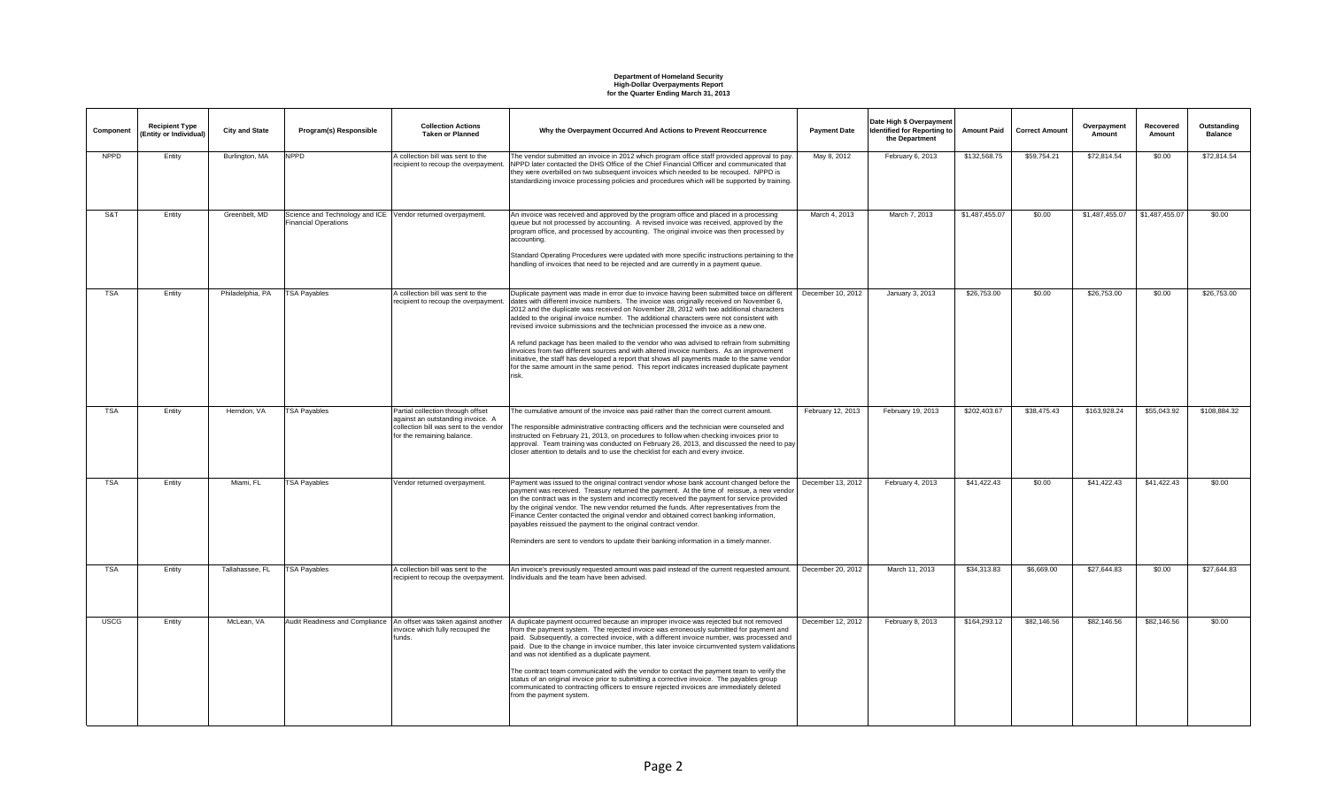**Department of Homeland Security**
**High-Dollar Overpayments Report**
**for the Quarter Ending March 31, 2013**

| Component | Recipient Type (Entity or Individual) | City and State | Program(s) Responsible | Collection Actions Taken or Planned | Why the Overpayment Occurred And Actions to Prevent Reoccurrence | Payment Date | Date High $ Overpayment Identified for Reporting to the Department | Amount Paid | Correct Amount | Overpayment Amount | Recovered Amount | Outstanding Balance |
|---|---|---|---|---|---|---|---|---|---|---|---|---|
| NPPD | Entity | Burlington, MA | NPPD | A collection bill was sent to the recipient to recoup the overpayment. | The vendor submitted an invoice in 2012 which program office staff provided approval to pay. NPPD later contacted the DHS Office of the Chief Financial Officer and communicated that they were overbilled on two subsequent invoices which needed to be recouped. NPPD is standardizing invoice processing policies and procedures which will be supported by training. | May 8, 2012 | February 6, 2013 | $132,568.75 | $59,754.21 | $72,814.54 | $0.00 | $72,814.54 |
| S&T | Entity | Greenbelt, MD | Science and Technology and ICE Financial Operations | Vendor returned overpayment. | An invoice was received and approved by the program office and placed in a processing queue but not processed by accounting. A revised invoice was received, approved by the program office, and processed by accounting. The original invoice was then processed by accounting. <br><br> Standard Operating Procedures were updated with more specific instructions pertaining to the handling of invoices that need to be rejected and are currently in a payment queue. | March 4, 2013 | March 7, 2013 | $1,487,455.07 | $0.00 | $1,487,455.07 | $1,487,455.07 | $0.00 |
| TSA | Entity | Philadelphia, PA | TSA Payables | A collection bill was sent to the recipient to recoup the overpayment. | Duplicate payment was made in error due to invoice having been submitted twice on different dates with different invoice numbers. The invoice was originally received on November 6, 2012 and the duplicate was received on November 28, 2012 with two additional characters added to the original invoice number. The additional characters were not consistent with revised invoice submissions and the technician processed the invoice as a new one. <br><br> A refund package has been mailed to the vendor who was advised to refrain from submitting invoices from two different sources and with altered invoice numbers. As an improvement initiative, the staff has developed a report that shows all payments made to the same vendor for the same amount in the same period. This report indicates increased duplicate payment risk. | December 10, 2012 | January 3, 2013 | $26,753.00 | $0.00 | $26,753.00 | $0.00 | $26,753.00 |
| TSA | Entity | Herndon, VA | TSA Payables | Partial collection through offset against an outstanding invoice. A collection bill was sent to the vendor for the remaining balance. | The cumulative amount of the invoice was paid rather than the correct current amount. <br><br> The responsible administrative contracting officers and the technician were counseled and instructed on February 21, 2013, on procedures to follow when checking invoices prior to approval. Team training was conducted on February 26, 2013, and discussed the need to pay closer attention to details and to use the checklist for each and every invoice. | February 12, 2013 | February 19, 2013 | $202,403.67 | $38,475.43 | $163,928.24 | $55,043.92 | $108,884.32 |
| TSA | Entity | Miami, FL | TSA Payables | Vendor returned overpayment. | Payment was issued to the original contract vendor whose bank account changed before the payment was received. Treasury returned the payment. At the time of reissue, a new vendor on the contract was in the system and incorrectly received the payment for service provided by the original vendor. The new vendor returned the funds. After representatives from the Finance Center contacted the original vendor and obtained correct banking information, payables reissued the payment to the original contract vendor. <br><br> Reminders are sent to vendors to update their banking information in a timely manner. | December 13, 2012 | February 4, 2013 | $41,422.43 | $0.00 | $41,422.43 | $41,422.43 | $0.00 |
| TSA | Entity | Tallahassee, FL | TSA Payables | A collection bill was sent to the recipient to recoup the overpayment. | An invoice's previously requested amount was paid instead of the current requested amount. Individuals and the team have been advised. | December 20, 2012 | March 11, 2013 | $34,313.83 | $6,669.00 | $27,644.83 | $0.00 | $27,644.83 |
| USCG | Entity | McLean, VA | Audit Readiness and Compliance | An offset was taken against another invoice which fully recouped the funds. | A duplicate payment occurred because an improper invoice was rejected but not removed from the payment system. The rejected invoice was erroneously submitted for payment and paid. Subsequently, a corrected invoice, with a different invoice number, was processed and paid. Due to the change in invoice number, this later invoice circumvented system validations and was not identified as a duplicate payment. <br><br> The contract team communicated with the vendor to contact the payment team to verify the status of an original invoice prior to submitting a corrective invoice. The payables group communicated to contracting officers to ensure rejected invoices are immediately deleted from the payment system. | December 12, 2012 | February 8, 2013 | $164,293.12 | $82,146.56 | $82,146.56 | $82,146.56 | $0.00 |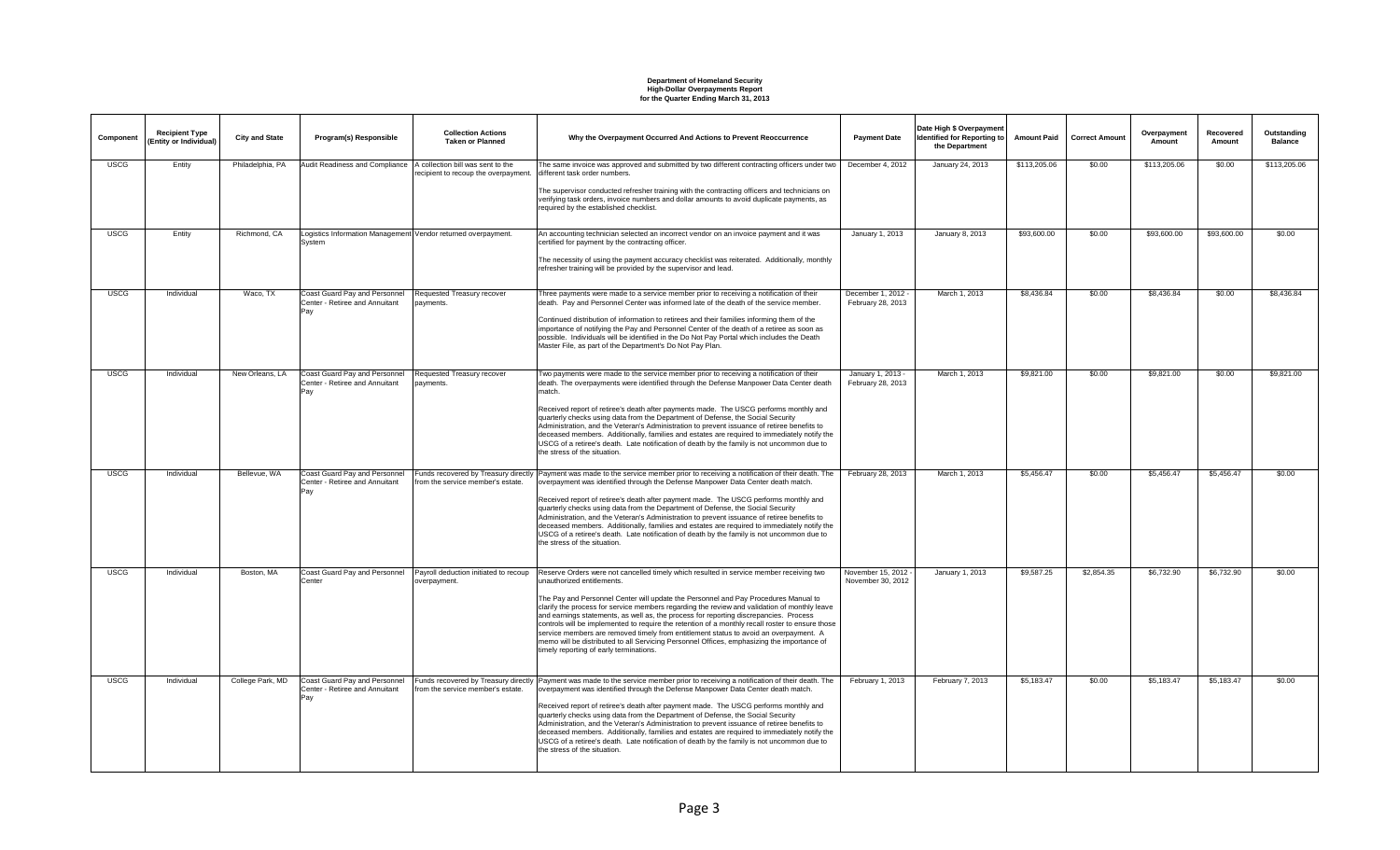**Department of Homeland Security**
**High-Dollar Overpayments Report**
**for the Quarter Ending March 31, 2013**

| Component | Recipient Type (Entity or Individual) | City and State | Program(s) Responsible | Collection Actions Taken or Planned | Why the Overpayment Occurred And Actions to Prevent Reoccurrence | Payment Date | Date High $ Overpayment Identified for Reporting to the Department | Amount Paid | Correct Amount | Overpayment Amount | Recovered Amount | Outstanding Balance |
|---|---|---|---|---|---|---|---|---|---|---|---|---|
| USCG | Entity | Philadelphia, PA | Audit Readiness and Compliance | A collection bill was sent to the recipient to recoup the overpayment. | The same invoice was approved and submitted by two different contracting officers under two different task order numbers.<br><br>The supervisor conducted refresher training with the contracting officers and technicians on verifying task orders, invoice numbers and dollar amounts to avoid duplicate payments, as required by the established checklist. | December 4, 2012 | January 24, 2013 | $113,205.06 | $0.00 | $113,205.06 | $0.00 | $113,205.06 |
| USCG | Entity | Richmond, CA | Logistics Information Management System | Vendor returned overpayment. | An accounting technician selected an incorrect vendor on an invoice payment and it was certified for payment by the contracting officer.<br><br>The necessity of using the payment accuracy checklist was reiterated. Additionally, monthly refresher training will be provided by the supervisor and lead. | January 1, 2013 | January 8, 2013 | $93,600.00 | $0.00 | $93,600.00 | $93,600.00 | $0.00 |
| USCG | Individual | Waco, TX | Coast Guard Pay and Personnel Center - Retiree and Annuitant Pay | Requested Treasury recover payments. | Three payments were made to a service member prior to receiving a notification of their death. Pay and Personnel Center was informed late of the death of the service member.<br><br>Continued distribution of information to retirees and their families informing them of the importance of notifying the Pay and Personnel Center of the death of a retiree as soon as possible. Individuals will be identified in the Do Not Pay Portal which includes the Death Master File, as part of the Department's Do Not Pay Plan. | December 1, 2012 - February 28, 2013 | March 1, 2013 | $8,436.84 | $0.00 | $8,436.84 | $0.00 | $8,436.84 |
| USCG | Individual | New Orleans, LA | Coast Guard Pay and Personnel Center - Retiree and Annuitant Pay | Requested Treasury recover payments. | Two payments were made to the service member prior to receiving a notification of their death. The overpayments were identified through the Defense Manpower Data Center death match.<br><br>Received report of retiree's death after payments made. The USCG performs monthly and quarterly checks using data from the Department of Defense, the Social Security Administration, and the Veteran's Administration to prevent issuance of retiree benefits to deceased members. Additionally, families and estates are required to immediately notify the USCG of a retiree's death. Late notification of death by the family is not uncommon due to the stress of the situation. | January 1, 2013 - February 28, 2013 | March 1, 2013 | $9,821.00 | $0.00 | $9,821.00 | $0.00 | $9,821.00 |
| USCG | Individual | Bellevue, WA | Coast Guard Pay and Personnel Center - Retiree and Annuitant Pay | Funds recovered by Treasury directly from the service member's estate. | Payment was made to the service member prior to receiving a notification of their death. The overpayment was identified through the Defense Manpower Data Center death match.<br><br>Received report of retiree's death after payment made. The USCG performs monthly and quarterly checks using data from the Department of Defense, the Social Security Administration, and the Veteran's Administration to prevent issuance of retiree benefits to deceased members. Additionally, families and estates are required to immediately notify the USCG of a retiree's death. Late notification of death by the family is not uncommon due to the stress of the situation. | February 28, 2013 | March 1, 2013 | $5,456.47 | $0.00 | $5,456.47 | $5,456.47 | $0.00 |
| USCG | Individual | Boston, MA | Coast Guard Pay and Personnel Center | Payroll deduction initiated to recoup overpayment. | Reserve Orders were not cancelled timely which resulted in service member receiving two unauthorized entitlements.<br><br>The Pay and Personnel Center will update the Personnel and Pay Procedures Manual to clarify the process for service members regarding the review and validation of monthly leave and earnings statements, as well as, the process for reporting discrepancies. Process controls will be implemented to require the retention of a monthly recall roster to ensure those service members are removed timely from entitlement status to avoid an overpayment. A memo will be distributed to all Servicing Personnel Offices, emphasizing the importance of timely reporting of early terminations. | November 15, 2012 - November 30, 2012 | January 1, 2013 | $9,587.25 | $2,854.35 | $6,732.90 | $6,732.90 | $0.00 |
| USCG | Individual | College Park, MD | Coast Guard Pay and Personnel Center - Retiree and Annuitant Pay | Funds recovered by Treasury directly from the service member's estate. | Payment was made to the service member prior to receiving a notification of their death. The overpayment was identified through the Defense Manpower Data Center death match.<br><br>Received report of retiree's death after payment made. The USCG performs monthly and quarterly checks using data from the Department of Defense, the Social Security Administration, and the Veteran's Administration to prevent issuance of retiree benefits to deceased members. Additionally, families and estates are required to immediately notify the USCG of a retiree's death. Late notification of death by the family is not uncommon due to the stress of the situation. | February 1, 2013 | February 7, 2013 | $5,183.47 | $0.00 | $5,183.47 | $5,183.47 | $0.00 |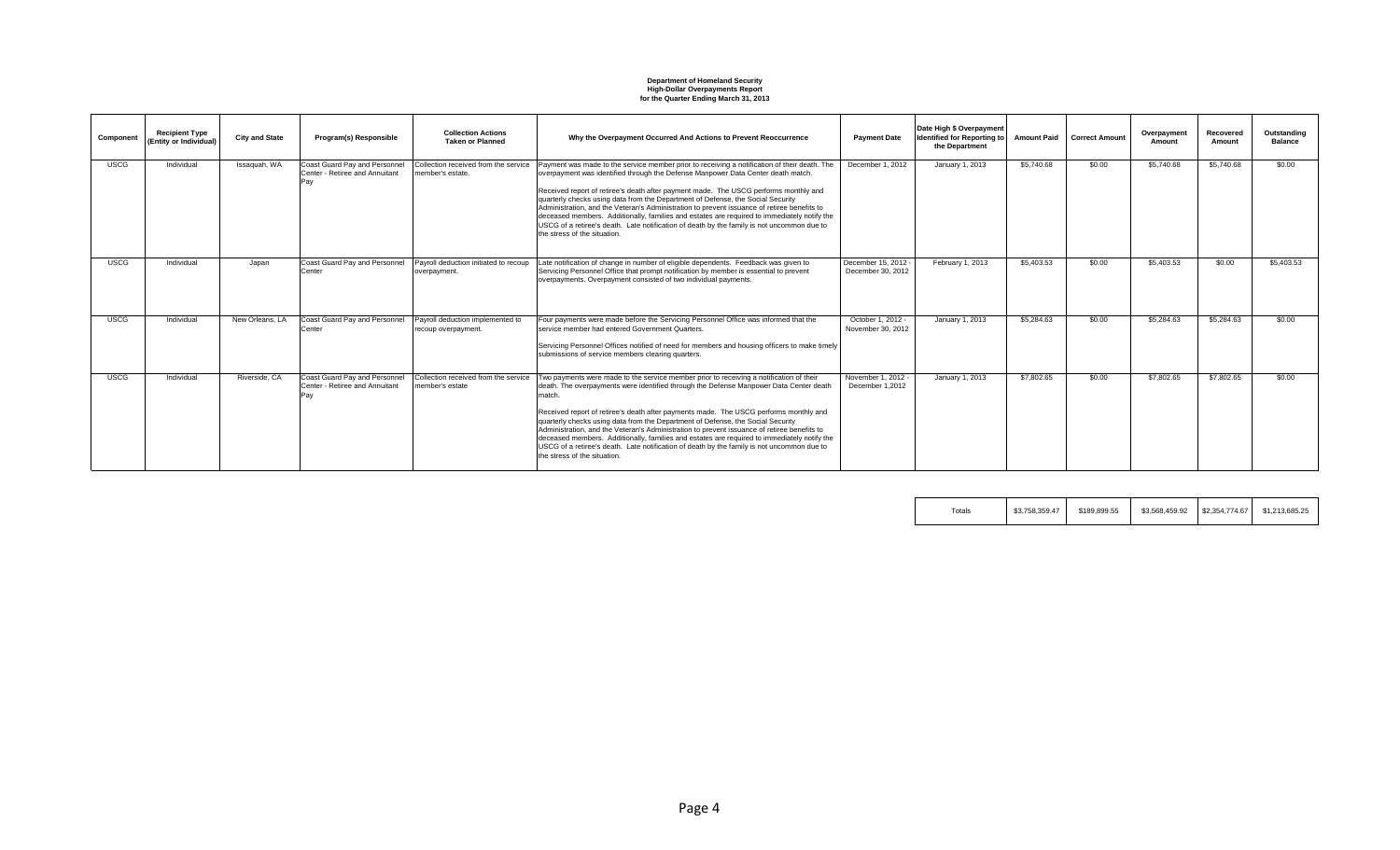**Department of Homeland Security**
**High-Dollar Overpayments Report**
**for the Quarter Ending March 31, 2013**

| Component | Recipient Type (Entity or Individual) | City and State | Program(s) Responsible | Collection Actions Taken or Planned | Why the Overpayment Occurred And Actions to Prevent Reoccurrence | Payment Date | Date High $ Overpayment Identified for Reporting to the Department | Amount Paid | Correct Amount | Overpayment Amount | Recovered Amount | Outstanding Balance |
|---|---|---|---|---|---|---|---|---|---|---|---|---|
| USCG | Individual | Issaquah, WA | Coast Guard Pay and Personnel Center - Retiree and Annuitant Pay | Collection received from the service member's estate. | Payment was made to the service member prior to receiving a notification of their death. The overpayment was identified through the Defense Manpower Data Center death match. Received report of retiree's death after payment made. The USCG performs monthly and quarterly checks using data from the Department of Defense, the Social Security Administration, and the Veteran's Administration to prevent issuance of retiree benefits to deceased members. Additionally, families and estates are required to immediately notify the USCG of a retiree's death. Late notification of death by the family is not uncommon due to the stress of the situation. | December 1, 2012 | January 1, 2013 | $5,740.68 | $0.00 | $5,740.68 | $5,740.68 | $0.00 |
| USCG | Individual | Japan | Coast Guard Pay and Personnel Center | Payroll deduction initiated to recoup overpayment. | Late notification of change in number of eligible dependents. Feedback was given to Servicing Personnel Office that prompt notification by member is essential to prevent overpayments. Overpayment consisted of two individual payments. | December 15, 2012 - December 30, 2012 | February 1, 2013 | $5,403.53 | $0.00 | $5,403.53 | $0.00 | $5,403.53 |
| USCG | Individual | New Orleans, LA | Coast Guard Pay and Personnel Center | Payroll deduction implemented to recoup overpayment. | Four payments were made before the Servicing Personnel Office was informed that the service member had entered Government Quarters. Servicing Personnel Offices notified of need for members and housing officers to make timely submissions of service members clearing quarters. | October 1, 2012 - November 30, 2012 | January 1, 2013 | $5,284.63 | $0.00 | $5,284.63 | $5,284.63 | $0.00 |
| USCG | Individual | Riverside, CA | Coast Guard Pay and Personnel Center - Retiree and Annuitant Pay | Collection received from the service member's estate | Two payments were made to the service member prior to receiving a notification of their death. The overpayments were identified through the Defense Manpower Data Center death match. Received report of retiree's death after payments made. The USCG performs monthly and quarterly checks using data from the Department of Defense, the Social Security Administration, and the Veteran's Administration to prevent issuance of retiree benefits to deceased members. Additionally, families and estates are required to immediately notify the USCG of a retiree's death. Late notification of death by the family is not uncommon due to the stress of the situation. | November 1, 2012 - December 1,2012 | January 1, 2013 | $7,802.65 | $0.00 | $7,802.65 | $7,802.65 | $0.00 |

| | Amount Paid | Correct Amount | Overpayment Amount | Recovered Amount | Outstanding Balance |
|---|---|---|---|---|---|
| Totals | $3,758,359.47 | $189,899.55 | $3,568,459.92 | $2,354,774.67 | $1,213,685.25 |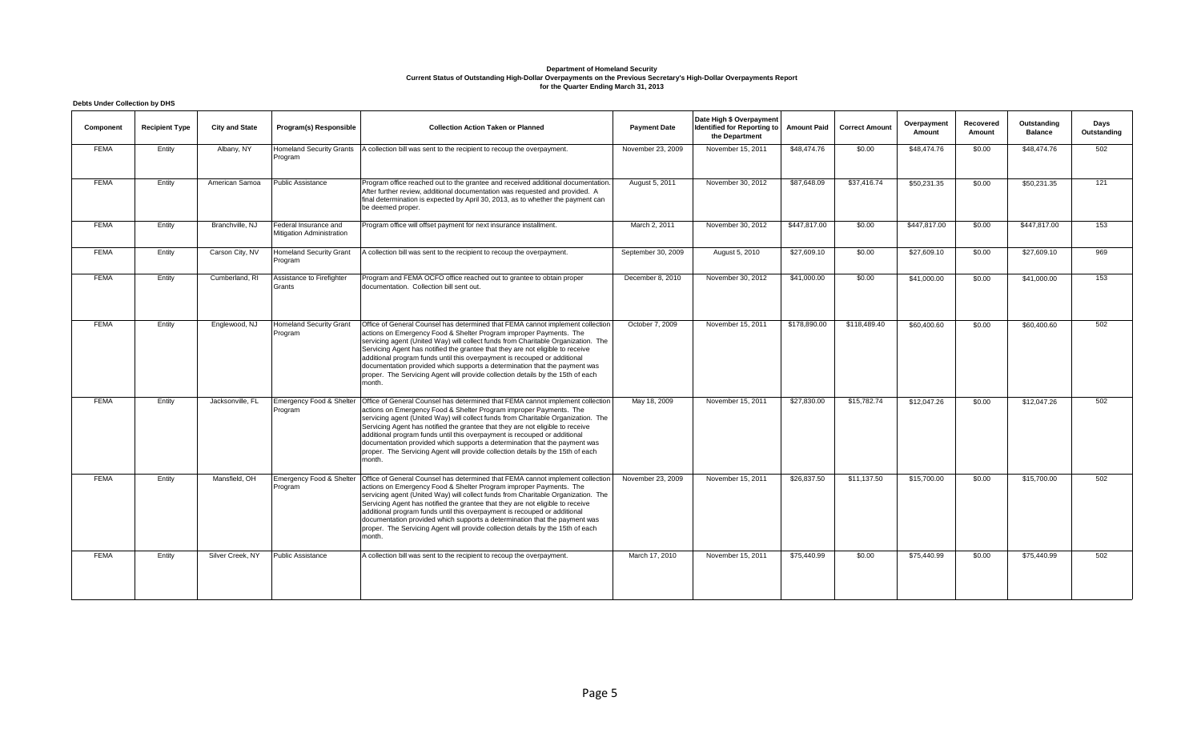**Department of Homeland Security**
**Current Status of Outstanding High-Dollar Overpayments on the Previous Secretary's High-Dollar Overpayments Report**
**for the Quarter Ending March 31, 2013**

**Debts Under Collection by DHS**

| Component | Recipient Type | City and State | Program(s) Responsible | Collection Action Taken or Planned | Payment Date | Date High $ Overpayment Identified for Reporting to the Department | Amount Paid | Correct Amount | Overpayment Amount | Recovered Amount | Outstanding Balance | Days Outstanding |
|---|---|---|---|---|---|---|---|---|---|---|---|---|
| FEMA | Entity | Albany, NY | Homeland Security Grants Program | A collection bill was sent to the recipient to recoup the overpayment. | November 23, 2009 | November 15, 2011 | $48,474.76 | $0.00 | $48,474.76 | $0.00 | $48,474.76 | 502 |
| FEMA | Entity | American Samoa | Public Assistance | Program office reached out to the grantee and received additional documentation. After further review, additional documentation was requested and provided. A final determination is expected by April 30, 2013, as to whether the payment can be deemed proper. | August 5, 2011 | November 30, 2012 | $87,648.09 | $37,416.74 | $50,231.35 | $0.00 | $50,231.35 | 121 |
| FEMA | Entity | Branchville, NJ | Federal Insurance and Mitigation Administration | Program office will offset payment for next insurance installment. | March 2, 2011 | November 30, 2012 | $447,817.00 | $0.00 | $447,817.00 | $0.00 | $447,817.00 | 153 |
| FEMA | Entity | Carson City, NV | Homeland Security Grant Program | A collection bill was sent to the recipient to recoup the overpayment. | September 30, 2009 | August 5, 2010 | $27,609.10 | $0.00 | $27,609.10 | $0.00 | $27,609.10 | 969 |
| FEMA | Entity | Cumberland, RI | Assistance to Firefighter Grants | Program and FEMA OCFO office reached out to grantee to obtain proper documentation. Collection bill sent out. | December 8, 2010 | November 30, 2012 | $41,000.00 | $0.00 | $41,000.00 | $0.00 | $41,000.00 | 153 |
| FEMA | Entity | Englewood, NJ | Homeland Security Grant Program | Office of General Counsel has determined that FEMA cannot implement collection actions on Emergency Food & Shelter Program improper Payments. The servicing agent (United Way) will collect funds from Charitable Organization. The Servicing Agent has notified the grantee that they are not eligible to receive additional program funds until this overpayment is recouped or additional documentation provided which supports a determination that the payment was proper. The Servicing Agent will provide collection details by the 15th of each month. | October 7, 2009 | November 15, 2011 | $178,890.00 | $118,489.40 | $60,400.60 | $0.00 | $60,400.60 | 502 |
| FEMA | Entity | Jacksonville, FL | Emergency Food & Shelter Program | Office of General Counsel has determined that FEMA cannot implement collection actions on Emergency Food & Shelter Program improper Payments. The servicing agent (United Way) will collect funds from Charitable Organization. The Servicing Agent has notified the grantee that they are not eligible to receive additional program funds until this overpayment is recouped or additional documentation provided which supports a determination that the payment was proper. The Servicing Agent will provide collection details by the 15th of each month. | May 18, 2009 | November 15, 2011 | $27,830.00 | $15,782.74 | $12,047.26 | $0.00 | $12,047.26 | 502 |
| FEMA | Entity | Mansfield, OH | Emergency Food & Shelter Program | Office of General Counsel has determined that FEMA cannot implement collection actions on Emergency Food & Shelter Program improper Payments. The servicing agent (United Way) will collect funds from Charitable Organization. The Servicing Agent has notified the grantee that they are not eligible to receive additional program funds until this overpayment is recouped or additional documentation provided which supports a determination that the payment was proper. The Servicing Agent will provide collection details by the 15th of each month. | November 23, 2009 | November 15, 2011 | $26,837.50 | $11,137.50 | $15,700.00 | $0.00 | $15,700.00 | 502 |
| FEMA | Entity | Silver Creek, NY | Public Assistance | A collection bill was sent to the recipient to recoup the overpayment. | March 17, 2010 | November 15, 2011 | $75,440.99 | $0.00 | $75,440.99 | $0.00 | $75,440.99 | 502 |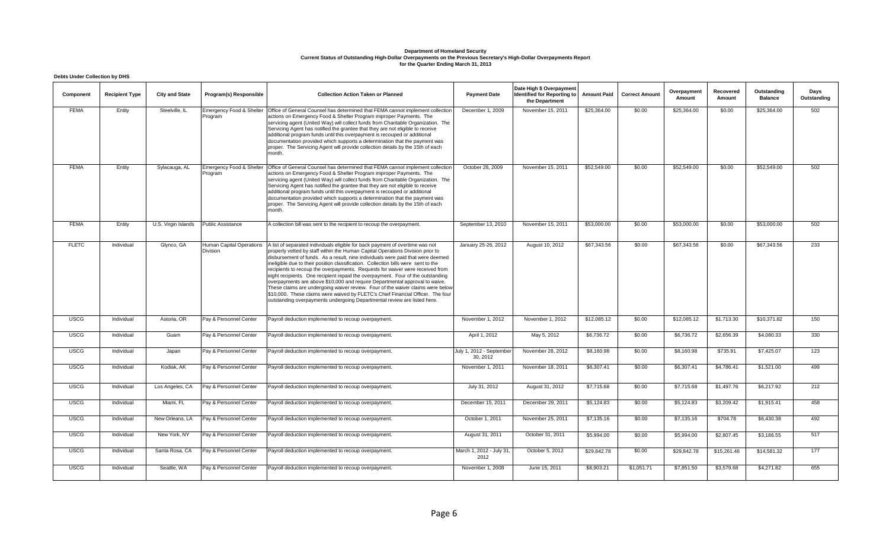**Department of Homeland Security**
**Current Status of Outstanding High-Dollar Overpayments on the Previous Secretary's High-Dollar Overpayments Report**
**for the Quarter Ending March 31, 2013**

**Debts Under Collection by DHS**

| Component | Recipient Type | City and State | Program(s) Responsible | Collection Action Taken or Planned | Payment Date | Date High $ Overpayment Identified for Reporting to the Department | Amount Paid | Correct Amount | Overpayment Amount | Recovered Amount | Outstanding Balance | Days Outstanding |
|---|---|---|---|---|---|---|---|---|---|---|---|---|
| FEMA | Entity | Steelville, IL | Emergency Food & Shelter Program | Office of General Counsel has determined that FEMA cannot implement collection actions on Emergency Food & Shelter Program improper Payments. The servicing agent (United Way) will collect funds from Charitable Organization. The Servicing Agent has notified the grantee that they are not eligible to receive additional program funds until this overpayment is recouped or additional documentation provided which supports a determination that the payment was proper. The Servicing Agent will provide collection details by the 15th of each month. | December 1, 2009 | November 15, 2011 | $25,364.00 | $0.00 | $25,364.00 | $0.00 | $25,364.00 | 502 |
| FEMA | Entity | Sylacauga, AL | Emergency Food & Shelter Program | Office of General Counsel has determined that FEMA cannot implement collection actions on Emergency Food & Shelter Program improper Payments. The servicing agent (United Way) will collect funds from Charitable Organization. The Servicing Agent has notified the grantee that they are not eligible to receive additional program funds until this overpayment is recouped or additional documentation provided which supports a determination that the payment was proper. The Servicing Agent will provide collection details by the 15th of each month. | October 28, 2009 | November 15, 2011 | $52,549.00 | $0.00 | $52,549.00 | $0.00 | $52,549.00 | 502 |
| FEMA | Entity | U.S. Virgin Islands | Public Assistance | A collection bill was sent to the recipient to recoup the overpayment. | September 13, 2010 | November 15, 2011 | $53,000.00 | $0.00 | $53,000.00 | $0.00 | $53,000.00 | 502 |
| FLETC | Individual | Glynco, GA | Human Capital Operations Division | A list of separated individuals eligible for back payment of overtime was not properly vetted by staff within the Human Capital Operations Division prior to disbursement of funds. As a result, nine individuals were paid that were deemed ineligible due to their position classification. Collection bills were sent to the recipients to recoup the overpayments. Requests for waiver were received from eight recipients. One recipient repaid the overpayment. Four of the outstanding overpayments are above $10,000 and require Departmental approval to waive. These claims are undergoing waiver review. Four of the waiver claims were below $10,000. These claims were waived by FLETC's Chief Financial Officer. The four outstanding overpayments undergoing Departmental review are listed here. | January 25-26, 2012 | August 10, 2012 | $67,343.56 | $0.00 | $67,343.56 | $0.00 | $67,343.56 | 233 |
| USCG | Individual | Astoria, OR | Pay & Personnel Center | Payroll deduction implemented to recoup overpayment. | November 1, 2012 | November 1, 2012 | $12,085.12 | $0.00 | $12,085.12 | $1,713.30 | $10,371.82 | 150 |
| USCG | Individual | Guam | Pay & Personnel Center | Payroll deduction implemented to recoup overpayment. | April 1, 2012 | May 5, 2012 | $6,736.72 | $0.00 | $6,736.72 | $2,656.39 | $4,080.33 | 330 |
| USCG | Individual | Japan | Pay & Personnel Center | Payroll deduction implemented to recoup overpayment. | July 1, 2012 - September 30, 2012 | November 28, 2012 | $8,160.98 | $0.00 | $8,160.98 | $735.91 | $7,425.07 | 123 |
| USCG | Individual | Kodiak, AK | Pay & Personnel Center | Payroll deduction implemented to recoup overpayment. | November 1, 2011 | November 18, 2011 | $6,307.41 | $0.00 | $6,307.41 | $4,786.41 | $1,521.00 | 499 |
| USCG | Individual | Los Angeles, CA | Pay & Personnel Center | Payroll deduction implemented to recoup overpayment. | July 31, 2012 | August 31, 2012 | $7,715.68 | $0.00 | $7,715.68 | $1,497.76 | $6,217.92 | 212 |
| USCG | Individual | Miami, FL | Pay & Personnel Center | Payroll deduction implemented to recoup overpayment. | December 15, 2011 | December 29, 2011 | $5,124.83 | $0.00 | $5,124.83 | $3,209.42 | $1,915.41 | 458 |
| USCG | Individual | New Orleans, LA | Pay & Personnel Center | Payroll deduction implemented to recoup overpayment. | October 1, 2011 | November 25, 2011 | $7,135.16 | $0.00 | $7,135.16 | $704.78 | $6,430.38 | 492 |
| USCG | Individual | New York, NY | Pay & Personnel Center | Payroll deduction implemented to recoup overpayment. | August 31, 2011 | October 31, 2011 | $5,994.00 | $0.00 | $5,994.00 | $2,807.45 | $3,186.55 | 517 |
| USCG | Individual | Santa Rosa, CA | Pay & Personnel Center | Payroll deduction implemented to recoup overpayment. | March 1, 2012 - July 31, 2012 | October 5, 2012 | $29,842.78 | $0.00 | $29,842.78 | $15,261.46 | $14,581.32 | 177 |
| USCG | Individual | Seattle, WA | Pay & Personnel Center | Payroll deduction implemented to recoup overpayment. | November 1, 2008 | June 15, 2011 | $8,903.21 | $1,051.71 | $7,851.50 | $3,579.68 | $4,271.82 | 655 |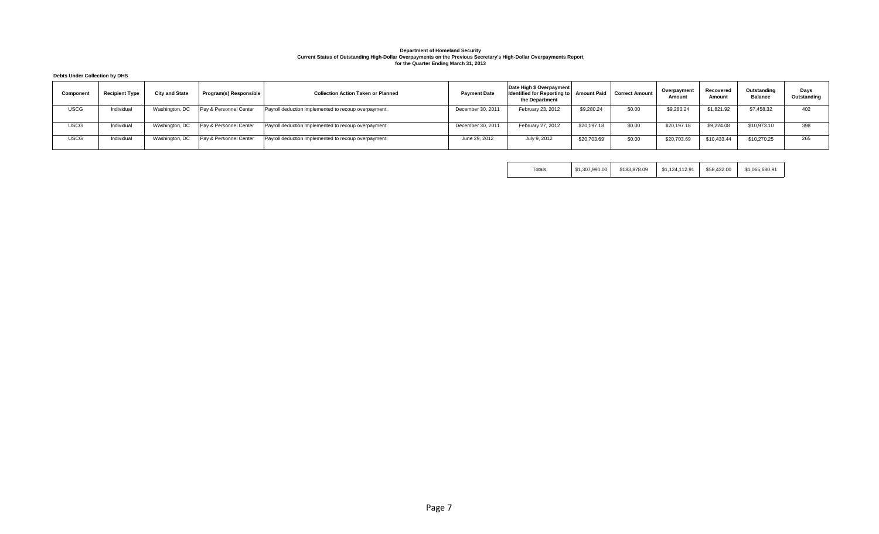**Department of Homeland Security**
**Current Status of Outstanding High-Dollar Overpayments on the Previous Secretary's High-Dollar Overpayments Report**
**for the Quarter Ending March 31, 2013**

**Debts Under Collection by DHS**

| Component | Recipient Type | City and State | Program(s) Responsible | Collection Action Taken or Planned | Payment Date | Date High $ Overpayment Identified for Reporting to the Department | Amount Paid | Correct Amount | Overpayment Amount | Recovered Amount | Outstanding Balance | Days Outstanding |
|---|---|---|---|---|---|---|---|---|---|---|---|---|
| USCG | Individual | Washington, DC | Pay & Personnel Center | Payroll deduction implemented to recoup overpayment. | December 30, 2011 | February 23, 2012 | $9,280.24 | $0.00 | $9,280.24 | $1,821.92 | $7,458.32 | 402 |
| USCG | Individual | Washington, DC | Pay & Personnel Center | Payroll deduction implemented to recoup overpayment. | December 30, 2011 | February 27, 2012 | $20,197.18 | $0.00 | $20,197.18 | $9,224.08 | $10,973.10 | 398 |
| USCG | Individual | Washington, DC | Pay & Personnel Center | Payroll deduction implemented to recoup overpayment. | June 29, 2012 | July 9, 2012 | $20,703.69 | $0.00 | $20,703.69 | $10,433.44 | $10,270.25 | 265 |
| | | | | | | Totals | $1,307,991.00 | $183,878.09 | $1,124,112.91 | $58,432.00 | $1,065,680.91 | |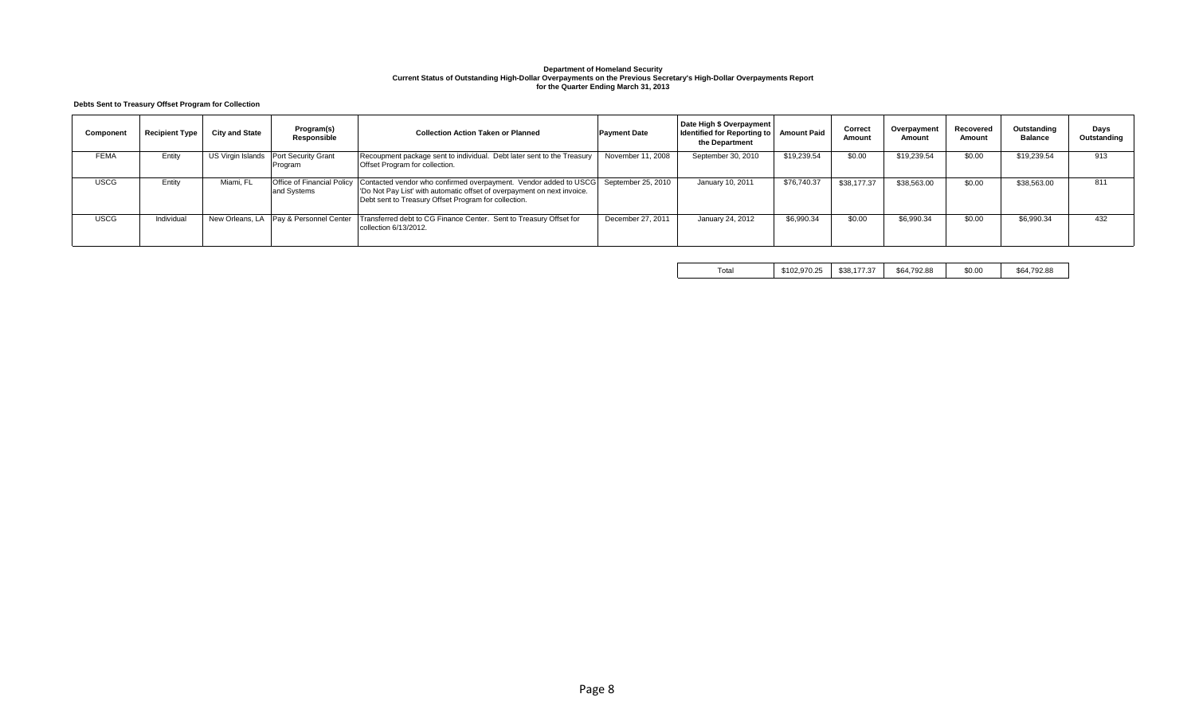**Department of Homeland Security**
**Current Status of Outstanding High-Dollar Overpayments on the Previous Secretary's High-Dollar Overpayments Report**
**for the Quarter Ending March 31, 2013**

**Debts Sent to Treasury Offset Program for Collection**

| Component | Recipient Type | City and State | Program(s) Responsible | Collection Action Taken or Planned | Payment Date | Date High $ Overpayment Identified for Reporting to the Department | Amount Paid | Correct Amount | Overpayment Amount | Recovered Amount | Outstanding Balance | Days Outstanding |
|---|---|---|---|---|---|---|---|---|---|---|---|---|
| FEMA | Entity | US Virgin Islands | Port Security Grant Program | Recoupment package sent to individual. Debt later sent to the Treasury Offset Program for collection. | November 11, 2008 | September 30, 2010 | $19,239.54 | $0.00 | $19,239.54 | $0.00 | $19,239.54 | 913 |
| USCG | Entity | Miami, FL | Office of Financial Policy and Systems | Contacted vendor who confirmed overpayment. Vendor added to USCG 'Do Not Pay List' with automatic offset of overpayment on next invoice. Debt sent to Treasury Offset Program for collection. | September 25, 2010 | January 10, 2011 | $76,740.37 | $38,177.37 | $38,563.00 | $0.00 | $38,563.00 | 811 |
| USCG | Individual | New Orleans, LA | Pay & Personnel Center | Transferred debt to CG Finance Center. Sent to Treasury Offset for collection 6/13/2012. | December 27, 2011 | January 24, 2012 | $6,990.34 | $0.00 | $6,990.34 | $0.00 | $6,990.34 | 432 |
| | | | | | | Total | $102,970.25 | $38,177.37 | $64,792.88 | $0.00 | $64,792.88 | |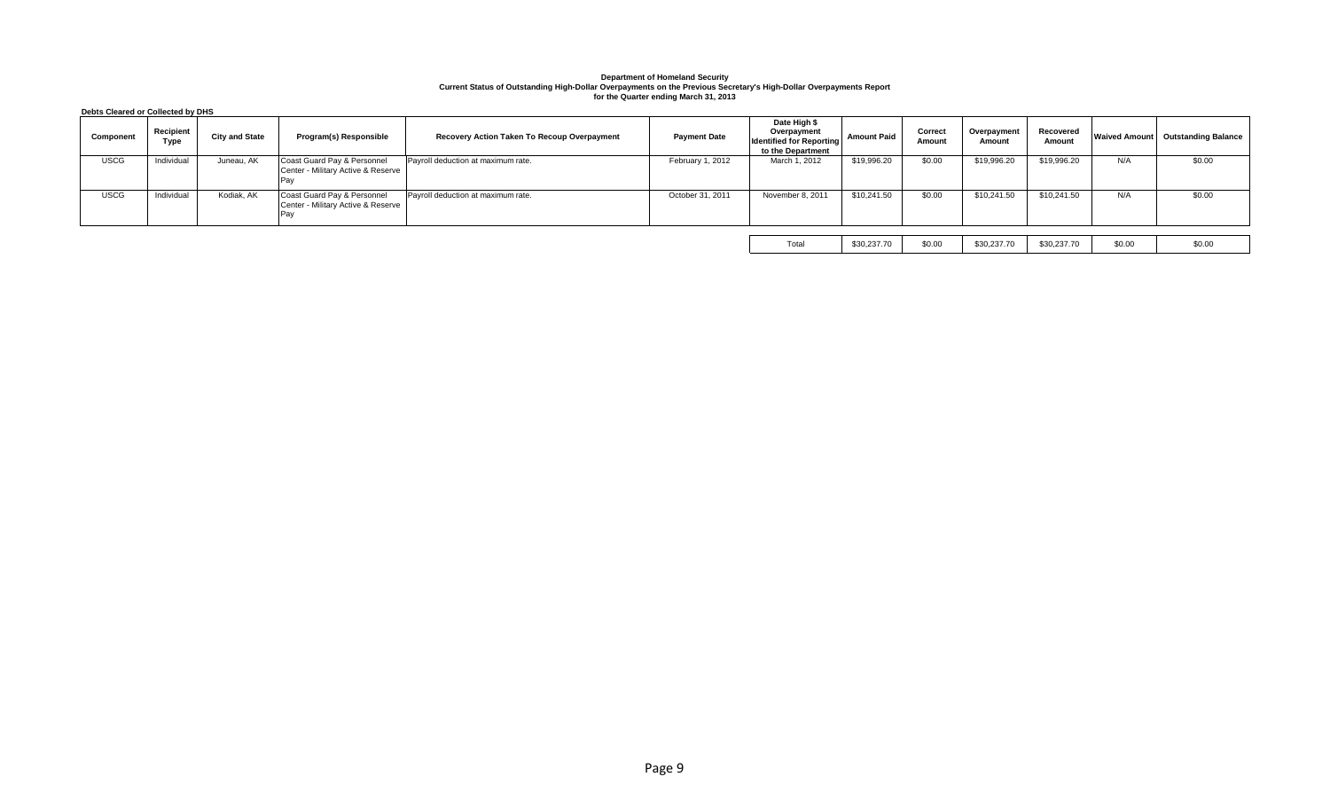**Department of Homeland Security**
**Current Status of Outstanding High-Dollar Overpayments on the Previous Secretary's High-Dollar Overpayments Report**
**for the Quarter ending March 31, 2013**

**Debts Cleared or Collected by DHS**

| Component | Recipient Type | City and State | Program(s) Responsible | Recovery Action Taken To Recoup Overpayment | Payment Date | Date High $ Overpayment Identified for Reporting to the Department | Amount Paid | Correct Amount | Overpayment Amount | Recovered Amount | Waived Amount | Outstanding Balance |
|---|---|---|---|---|---|---|---|---|---|---|---|---|
| USCG | Individual | Juneau, AK | Coast Guard Pay & Personnel Center - Military Active & Reserve Pay | Payroll deduction at maximum rate. | February 1, 2012 | March 1, 2012 | $19,996.20 | $0.00 | $19,996.20 | $19,996.20 | N/A | $0.00 |
| USCG | Individual | Kodiak, AK | Coast Guard Pay & Personnel Center - Military Active & Reserve Pay | Payroll deduction at maximum rate. | October 31, 2011 | November 8, 2011 | $10,241.50 | $0.00 | $10,241.50 | $10,241.50 | N/A | $0.00 |
| | | | | | | Total | $30,237.70 | $0.00 | $30,237.70 | $30,237.70 | $0.00 | $0.00 |